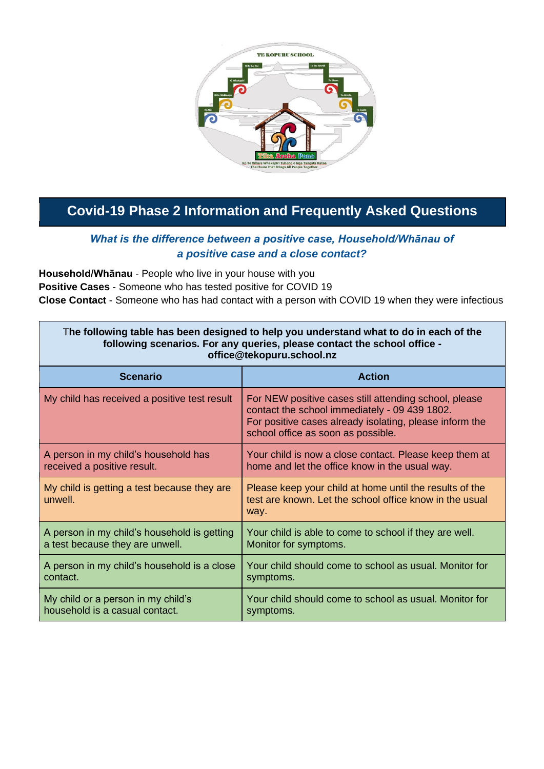# Covid-19 Phase 2 Information and Frequently Asked Questions

***What is the difference between a positive case, Household/Whānau of a positive case and a close contact?***

**Household/Whānau** - People who live in your house with you
**Positive Cases** - Someone who has tested positive for COVID 19
**Close Contact** - Someone who has had contact with a person with COVID 19 when they were infectious

**The following table has been designed to help you understand what to do in each of the following scenarios. For any queries, please contact the school office - office@tekopuru.school.nz**

| Scenario | Action |
|---|---|
| My child has received a positive test result | For NEW positive cases still attending school, please contact the school immediately - 09 439 1802. For positive cases already isolating, please inform the school office as soon as possible. |
| A person in my child's household has received a positive result. | Your child is now a close contact. Please keep them at home and let the office know in the usual way. |
| My child is getting a test because they are unwell. | Please keep your child at home until the results of the test are known. Let the school office know in the usual way. |
| A person in my child's household is getting a test because they are unwell. | Your child is able to come to school if they are well. Monitor for symptoms. |
| A person in my child's household is a close contact. | Your child should come to school as usual. Monitor for symptoms. |
| My child or a person in my child's household is a casual contact. | Your child should come to school as usual. Monitor for symptoms. |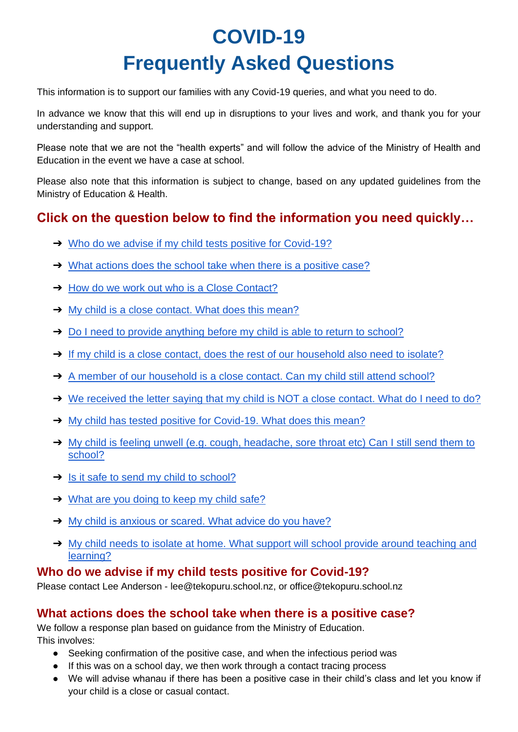# COVID-19
# Frequently Asked Questions

This information is to support our families with any Covid-19 queries, and what you need to do.

In advance we know that this will end up in disruptions to your lives and work, and thank you for your understanding and support.

Please note that we are not the "health experts" and will follow the advice of the Ministry of Health and Education in the event we have a case at school.

Please also note that this information is subject to change, based on any updated guidelines from the Ministry of Education & Health.

## Click on the question below to find the information you need quickly…

- ➔ Who do we advise if my child tests positive for Covid-19?
- ➔ What actions does the school take when there is a positive case?
- ➔ How do we work out who is a Close Contact?
- ➔ My child is a close contact. What does this mean?
- ➔ Do I need to provide anything before my child is able to return to school?
- ➔ If my child is a close contact, does the rest of our household also need to isolate?
- ➔ A member of our household is a close contact. Can my child still attend school?
- ➔ We received the letter saying that my child is NOT a close contact. What do I need to do?
- ➔ My child has tested positive for Covid-19. What does this mean?
- ➔ My child is feeling unwell (e.g. cough, headache, sore throat etc) Can I still send them to school?
- ➔ Is it safe to send my child to school?
- ➔ What are you doing to keep my child safe?
- ➔ My child is anxious or scared. What advice do you have?
- ➔ My child needs to isolate at home. What support will school provide around teaching and learning?

### Who do we advise if my child tests positive for Covid-19?

Please contact Lee Anderson - lee@tekopuru.school.nz, or office@tekopuru.school.nz

### What actions does the school take when there is a positive case?

We follow a response plan based on guidance from the Ministry of Education.
This involves:

- Seeking confirmation of the positive case, and when the infectious period was
- If this was on a school day, we then work through a contact tracing process
- We will advise whanau if there has been a positive case in their child's class and let you know if your child is a close or casual contact.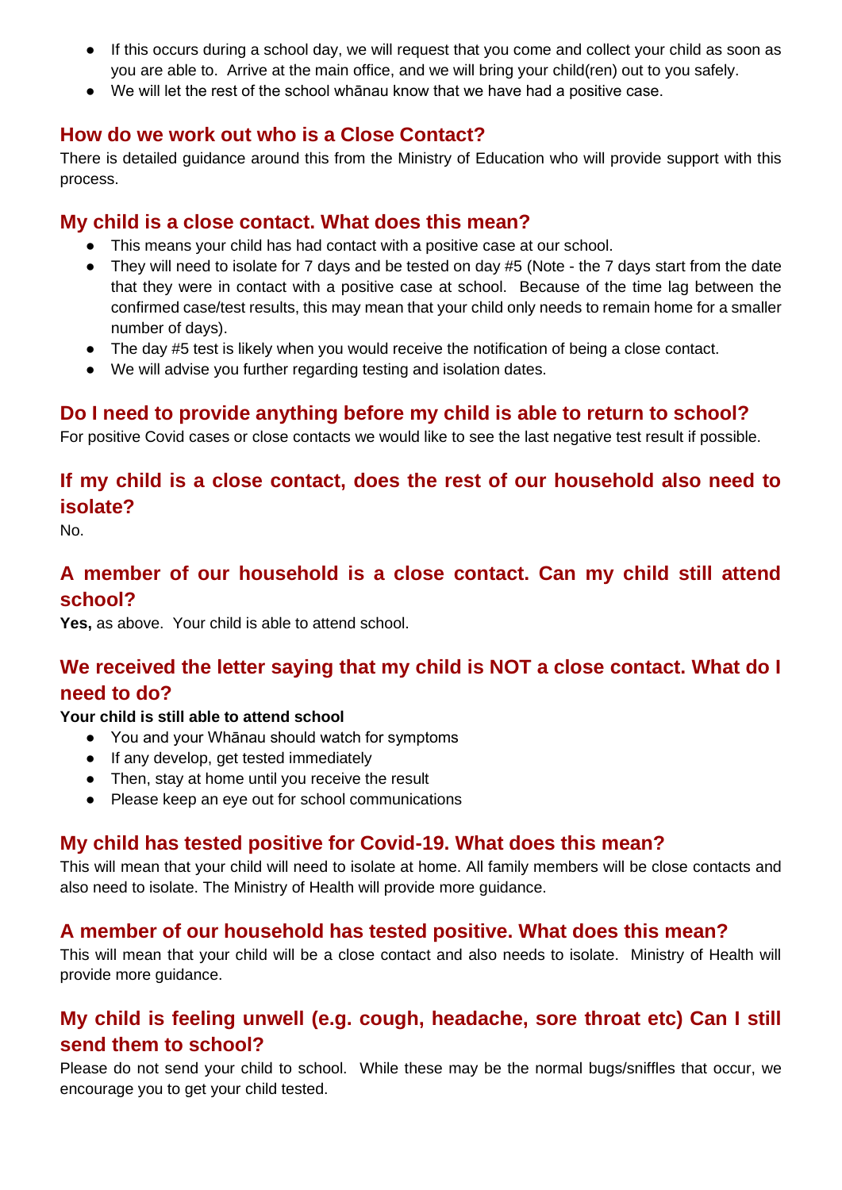- If this occurs during a school day, we will request that you come and collect your child as soon as you are able to. Arrive at the main office, and we will bring your child(ren) out to you safely.
- We will let the rest of the school whānau know that we have had a positive case.

## How do we work out who is a Close Contact?

There is detailed guidance around this from the Ministry of Education who will provide support with this process.

## My child is a close contact. What does this mean?

- This means your child has had contact with a positive case at our school.
- They will need to isolate for 7 days and be tested on day #5 (Note - the 7 days start from the date that they were in contact with a positive case at school. Because of the time lag between the confirmed case/test results, this may mean that your child only needs to remain home for a smaller number of days).
- The day #5 test is likely when you would receive the notification of being a close contact.
- We will advise you further regarding testing and isolation dates.

## Do I need to provide anything before my child is able to return to school?

For positive Covid cases or close contacts we would like to see the last negative test result if possible.

## If my child is a close contact, does the rest of our household also need to isolate?

No.

## A member of our household is a close contact. Can my child still attend school?

**Yes,** as above. Your child is able to attend school.

## We received the letter saying that my child is NOT a close contact. What do I need to do?

**Your child is still able to attend school**

- You and your Whānau should watch for symptoms
- If any develop, get tested immediately
- Then, stay at home until you receive the result
- Please keep an eye out for school communications

## My child has tested positive for Covid-19. What does this mean?

This will mean that your child will need to isolate at home. All family members will be close contacts and also need to isolate. The Ministry of Health will provide more guidance.

## A member of our household has tested positive. What does this mean?

This will mean that your child will be a close contact and also needs to isolate. Ministry of Health will provide more guidance.

## My child is feeling unwell (e.g. cough, headache, sore throat etc) Can I still send them to school?

Please do not send your child to school. While these may be the normal bugs/sniffles that occur, we encourage you to get your child tested.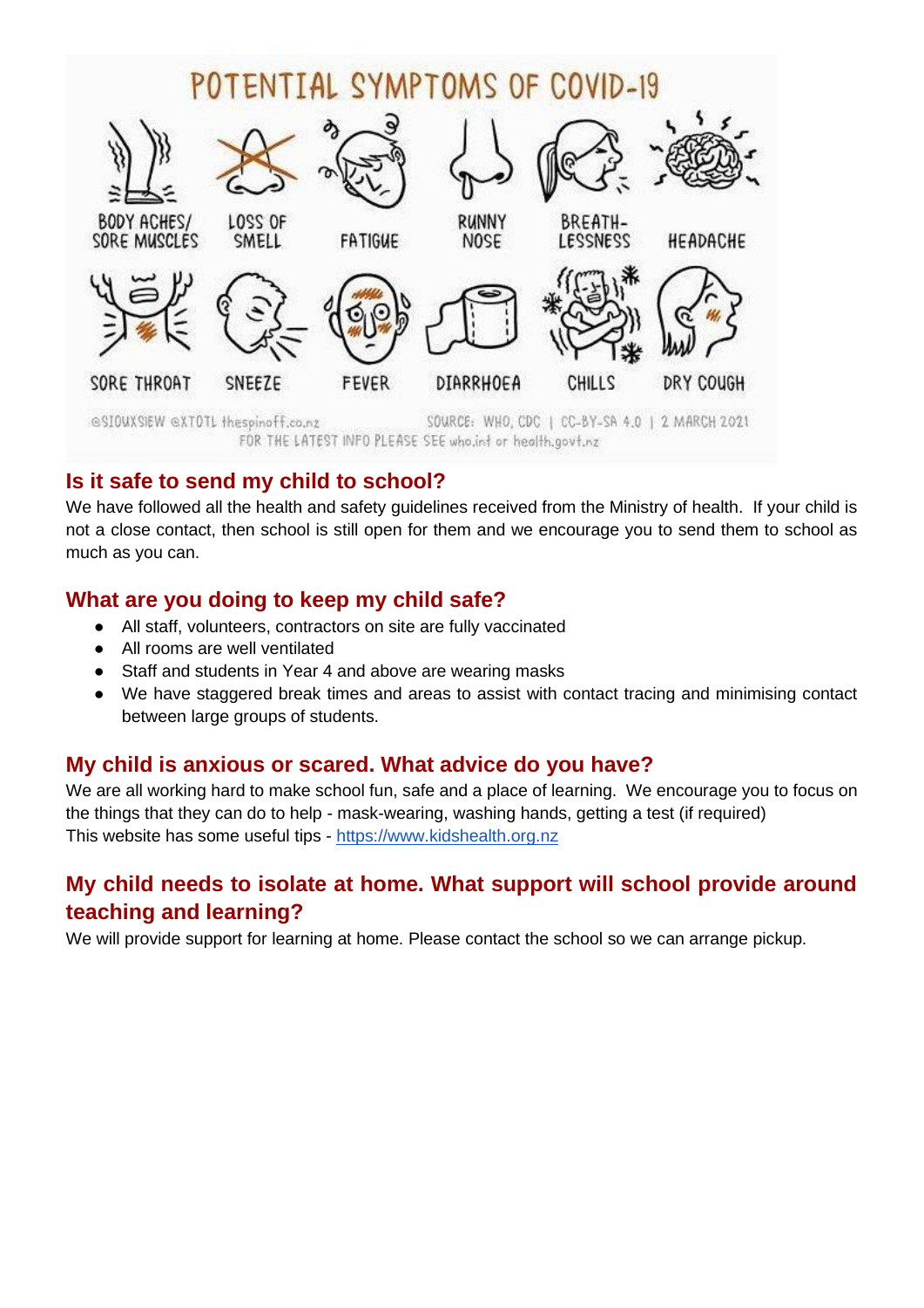POTENTIAL SYMPTOMS OF COVID-19

BODY ACHES/ SORE MUSCLES

LOSS OF SMELL

FATIGUE

RUNNY NOSE

BREATHLESSNESS

HEADACHE

SORE THROAT

SNEEZE

FEVER

DIARRHOEA

CHILLS

DRY COUGH

@SIOUXSIEW @XTOTL thespinoff.co.nz SOURCE: WHO, CDC | CC-BY-SA 4.0 | 2 MARCH 2021

FOR THE LATEST INFO PLEASE SEE who.int or health.govt.nz

## Is it safe to send my child to school?

We have followed all the health and safety guidelines received from the Ministry of health. If your child is not a close contact, then school is still open for them and we encourage you to send them to school as much as you can.

## What are you doing to keep my child safe?

- All staff, volunteers, contractors on site are fully vaccinated
- All rooms are well ventilated
- Staff and students in Year 4 and above are wearing masks
- We have staggered break times and areas to assist with contact tracing and minimising contact between large groups of students.

## My child is anxious or scared. What advice do you have?

We are all working hard to make school fun, safe and a place of learning. We encourage you to focus on the things that they can do to help - mask-wearing, washing hands, getting a test (if required)
This website has some useful tips - [https://www.kidshealth.org.nz](https://www.kidshealth.org.nz)

## My child needs to isolate at home. What support will school provide around teaching and learning?

We will provide support for learning at home. Please contact the school so we can arrange pickup.